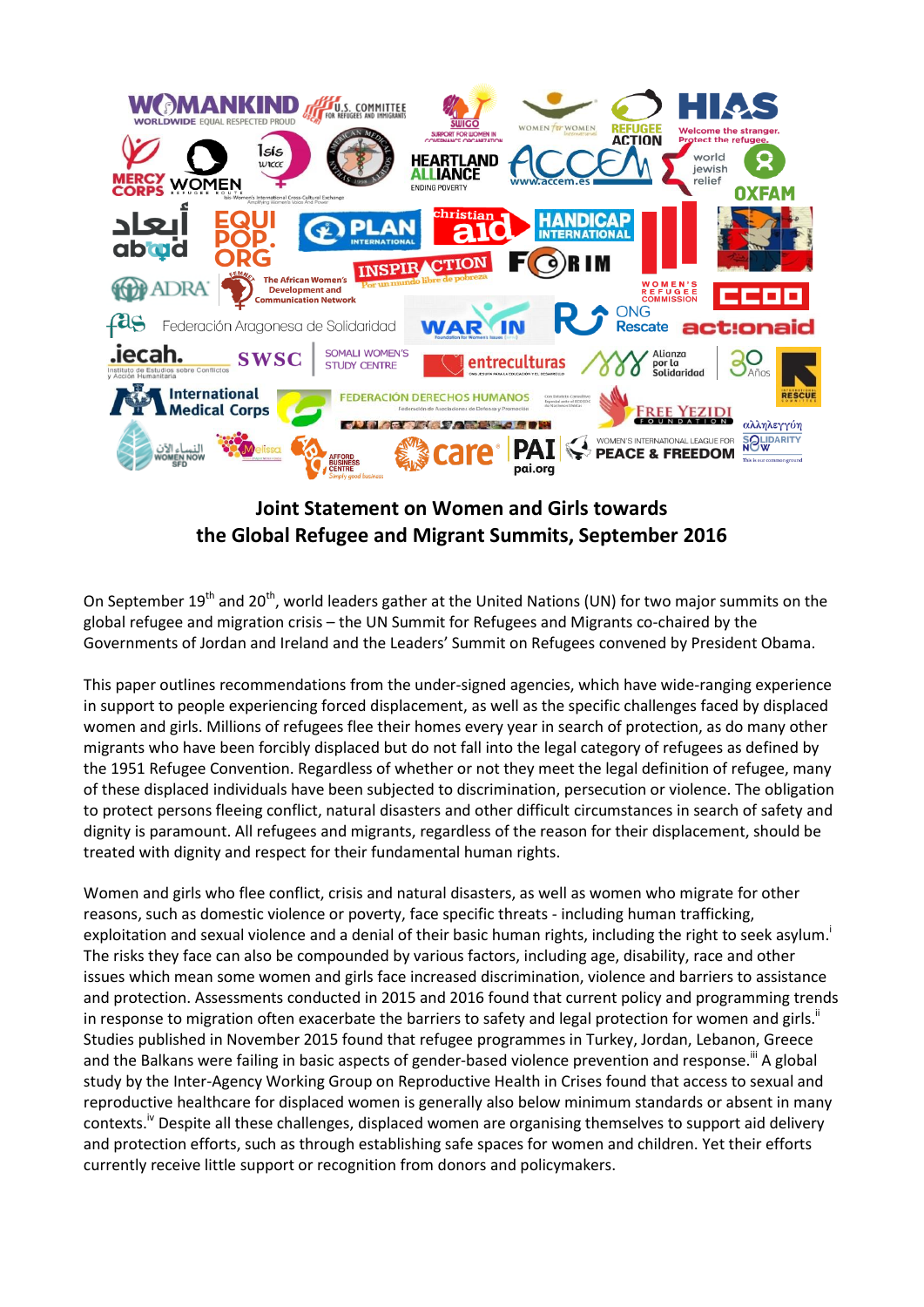# Joint Statement on Women and Girls towards the Global Refugee and Migrant Summits, September 2016

On September 19th and 20th, world leaders gather at the United Nations (UN) for two major summits on the global refugee and migration crisis – the UN Summit for Refugees and Migrants co-chaired by the Governments of Jordan and Ireland and the Leaders' Summit on Refugees convened by President Obama.

This paper outlines recommendations from the under-signed agencies, which have wide-ranging experience in support to people experiencing forced displacement, as well as the specific challenges faced by displaced women and girls. Millions of refugees flee their homes every year in search of protection, as do many other migrants who have been forcibly displaced but do not fall into the legal category of refugees as defined by the 1951 Refugee Convention. Regardless of whether or not they meet the legal definition of refugee, many of these displaced individuals have been subjected to discrimination, persecution or violence. The obligation to protect persons fleeing conflict, natural disasters and other difficult circumstances in search of safety and dignity is paramount. All refugees and migrants, regardless of the reason for their displacement, should be treated with dignity and respect for their fundamental human rights.

Women and girls who flee conflict, crisis and natural disasters, as well as women who migrate for other reasons, such as domestic violence or poverty, face specific threats - including human trafficking, exploitation and sexual violence and a denial of their basic human rights, including the right to seek asylum.[i] The risks they face can also be compounded by various factors, including age, disability, race and other issues which mean some women and girls face increased discrimination, violence and barriers to assistance and protection. Assessments conducted in 2015 and 2016 found that current policy and programming trends in response to migration often exacerbate the barriers to safety and legal protection for women and girls.[ii] Studies published in November 2015 found that refugee programmes in Turkey, Jordan, Lebanon, Greece and the Balkans were failing in basic aspects of gender-based violence prevention and response.[iii] A global study by the Inter-Agency Working Group on Reproductive Health in Crises found that access to sexual and reproductive healthcare for displaced women is generally also below minimum standards or absent in many contexts.[iv] Despite all these challenges, displaced women are organising themselves to support aid delivery and protection efforts, such as through establishing safe spaces for women and children. Yet their efforts currently receive little support or recognition from donors and policymakers.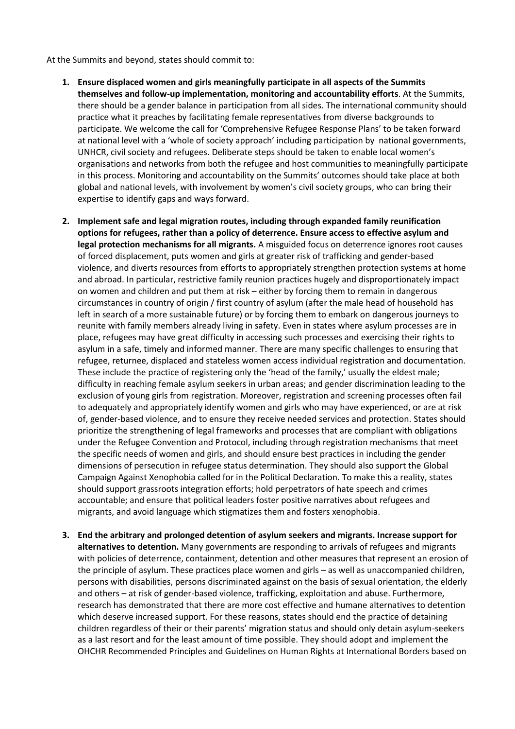At the Summits and beyond, states should commit to:

1. **Ensure displaced women and girls meaningfully participate in all aspects of the Summits themselves and follow-up implementation, monitoring and accountability efforts**. At the Summits, there should be a gender balance in participation from all sides. The international community should practice what it preaches by facilitating female representatives from diverse backgrounds to participate. We welcome the call for 'Comprehensive Refugee Response Plans' to be taken forward at national level with a 'whole of society approach' including participation by national governments, UNHCR, civil society and refugees. Deliberate steps should be taken to enable local women's organisations and networks from both the refugee and host communities to meaningfully participate in this process. Monitoring and accountability on the Summits' outcomes should take place at both global and national levels, with involvement by women's civil society groups, who can bring their expertise to identify gaps and ways forward.

2. **Implement safe and legal migration routes, including through expanded family reunification options for refugees, rather than a policy of deterrence. Ensure access to effective asylum and legal protection mechanisms for all migrants.** A misguided focus on deterrence ignores root causes of forced displacement, puts women and girls at greater risk of trafficking and gender-based violence, and diverts resources from efforts to appropriately strengthen protection systems at home and abroad. In particular, restrictive family reunion practices hugely and disproportionately impact on women and children and put them at risk – either by forcing them to remain in dangerous circumstances in country of origin / first country of asylum (after the male head of household has left in search of a more sustainable future) or by forcing them to embark on dangerous journeys to reunite with family members already living in safety. Even in states where asylum processes are in place, refugees may have great difficulty in accessing such processes and exercising their rights to asylum in a safe, timely and informed manner. There are many specific challenges to ensuring that refugee, returnee, displaced and stateless women access individual registration and documentation. These include the practice of registering only the 'head of the family,' usually the eldest male; difficulty in reaching female asylum seekers in urban areas; and gender discrimination leading to the exclusion of young girls from registration. Moreover, registration and screening processes often fail to adequately and appropriately identify women and girls who may have experienced, or are at risk of, gender-based violence, and to ensure they receive needed services and protection. States should prioritize the strengthening of legal frameworks and processes that are compliant with obligations under the Refugee Convention and Protocol, including through registration mechanisms that meet the specific needs of women and girls, and should ensure best practices in including the gender dimensions of persecution in refugee status determination. They should also support the Global Campaign Against Xenophobia called for in the Political Declaration. To make this a reality, states should support grassroots integration efforts; hold perpetrators of hate speech and crimes accountable; and ensure that political leaders foster positive narratives about refugees and migrants, and avoid language which stigmatizes them and fosters xenophobia.

3. **End the arbitrary and prolonged detention of asylum seekers and migrants. Increase support for alternatives to detention.** Many governments are responding to arrivals of refugees and migrants with policies of deterrence, containment, detention and other measures that represent an erosion of the principle of asylum. These practices place women and girls – as well as unaccompanied children, persons with disabilities, persons discriminated against on the basis of sexual orientation, the elderly and others – at risk of gender-based violence, trafficking, exploitation and abuse. Furthermore, research has demonstrated that there are more cost effective and humane alternatives to detention which deserve increased support. For these reasons, states should end the practice of detaining children regardless of their or their parents' migration status and should only detain asylum-seekers as a last resort and for the least amount of time possible. They should adopt and implement the OHCHR Recommended Principles and Guidelines on Human Rights at International Borders based on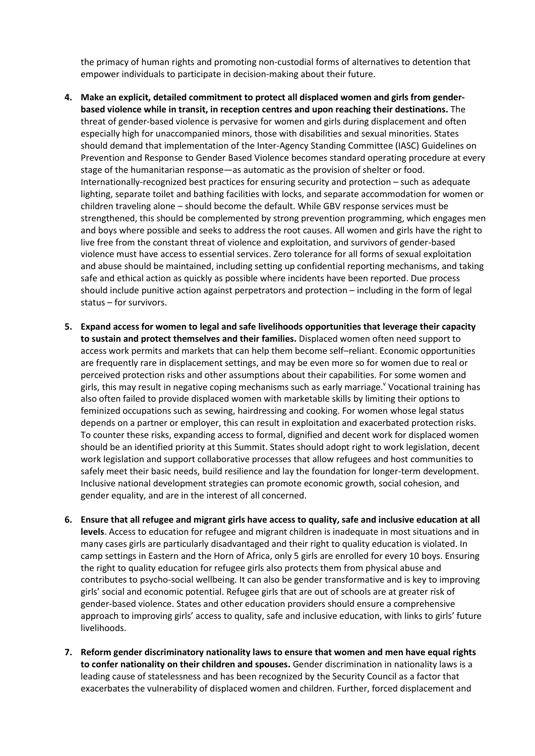the primacy of human rights and promoting non-custodial forms of alternatives to detention that empower individuals to participate in decision-making about their future.

4. **Make an explicit, detailed commitment to protect all displaced women and girls from gender-based violence while in transit, in reception centres and upon reaching their destinations.** The threat of gender-based violence is pervasive for women and girls during displacement and often especially high for unaccompanied minors, those with disabilities and sexual minorities. States should demand that implementation of the Inter-Agency Standing Committee (IASC) Guidelines on Prevention and Response to Gender Based Violence becomes standard operating procedure at every stage of the humanitarian response—as automatic as the provision of shelter or food. Internationally-recognized best practices for ensuring security and protection – such as adequate lighting, separate toilet and bathing facilities with locks, and separate accommodation for women or children traveling alone – should become the default. While GBV response services must be strengthened, this should be complemented by strong prevention programming, which engages men and boys where possible and seeks to address the root causes. All women and girls have the right to live free from the constant threat of violence and exploitation, and survivors of gender-based violence must have access to essential services. Zero tolerance for all forms of sexual exploitation and abuse should be maintained, including setting up confidential reporting mechanisms, and taking safe and ethical action as quickly as possible where incidents have been reported. Due process should include punitive action against perpetrators and protection – including in the form of legal status – for survivors.

5. **Expand access for women to legal and safe livelihoods opportunities that leverage their capacity to sustain and protect themselves and their families.** Displaced women often need support to access work permits and markets that can help them become self–reliant. Economic opportunities are frequently rare in displacement settings, and may be even more so for women due to real or perceived protection risks and other assumptions about their capabilities. For some women and girls, this may result in negative coping mechanisms such as early marriage.[v] Vocational training has also often failed to provide displaced women with marketable skills by limiting their options to feminized occupations such as sewing, hairdressing and cooking. For women whose legal status depends on a partner or employer, this can result in exploitation and exacerbated protection risks. To counter these risks, expanding access to formal, dignified and decent work for displaced women should be an identified priority at this Summit. States should adopt right to work legislation, decent work legislation and support collaborative processes that allow refugees and host communities to safely meet their basic needs, build resilience and lay the foundation for longer-term development. Inclusive national development strategies can promote economic growth, social cohesion, and gender equality, and are in the interest of all concerned.

6. **Ensure that all refugee and migrant girls have access to quality, safe and inclusive education at all levels**. Access to education for refugee and migrant children is inadequate in most situations and in many cases girls are particularly disadvantaged and their right to quality education is violated. In camp settings in Eastern and the Horn of Africa, only 5 girls are enrolled for every 10 boys. Ensuring the right to quality education for refugee girls also protects them from physical abuse and contributes to psycho-social wellbeing. It can also be gender transformative and is key to improving girls' social and economic potential. Refugee girls that are out of schools are at greater risk of gender-based violence. States and other education providers should ensure a comprehensive approach to improving girls' access to quality, safe and inclusive education, with links to girls' future livelihoods.

7. **Reform gender discriminatory nationality laws to ensure that women and men have equal rights to confer nationality on their children and spouses.** Gender discrimination in nationality laws is a leading cause of statelessness and has been recognized by the Security Council as a factor that exacerbates the vulnerability of displaced women and children. Further, forced displacement and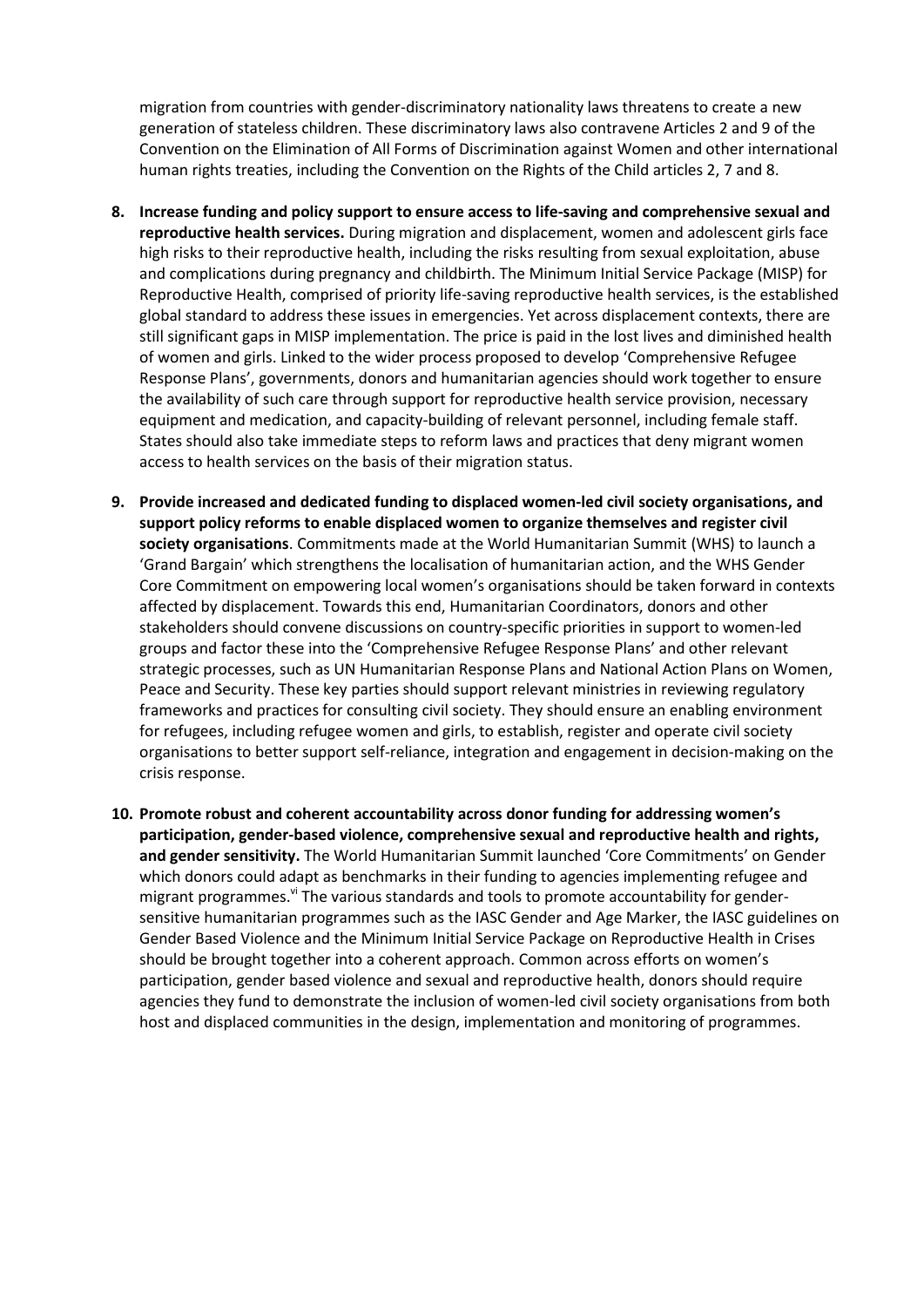migration from countries with gender-discriminatory nationality laws threatens to create a new generation of stateless children. These discriminatory laws also contravene Articles 2 and 9 of the Convention on the Elimination of All Forms of Discrimination against Women and other international human rights treaties, including the Convention on the Rights of the Child articles 2, 7 and 8.

8. **Increase funding and policy support to ensure access to life-saving and comprehensive sexual and reproductive health services.** During migration and displacement, women and adolescent girls face high risks to their reproductive health, including the risks resulting from sexual exploitation, abuse and complications during pregnancy and childbirth. The Minimum Initial Service Package (MISP) for Reproductive Health, comprised of priority life-saving reproductive health services, is the established global standard to address these issues in emergencies. Yet across displacement contexts, there are still significant gaps in MISP implementation. The price is paid in the lost lives and diminished health of women and girls. Linked to the wider process proposed to develop 'Comprehensive Refugee Response Plans', governments, donors and humanitarian agencies should work together to ensure the availability of such care through support for reproductive health service provision, necessary equipment and medication, and capacity-building of relevant personnel, including female staff. States should also take immediate steps to reform laws and practices that deny migrant women access to health services on the basis of their migration status.

9. **Provide increased and dedicated funding to displaced women-led civil society organisations, and support policy reforms to enable displaced women to organize themselves and register civil society organisations**. Commitments made at the World Humanitarian Summit (WHS) to launch a 'Grand Bargain' which strengthens the localisation of humanitarian action, and the WHS Gender Core Commitment on empowering local women's organisations should be taken forward in contexts affected by displacement. Towards this end, Humanitarian Coordinators, donors and other stakeholders should convene discussions on country-specific priorities in support to women-led groups and factor these into the 'Comprehensive Refugee Response Plans' and other relevant strategic processes, such as UN Humanitarian Response Plans and National Action Plans on Women, Peace and Security. These key parties should support relevant ministries in reviewing regulatory frameworks and practices for consulting civil society. They should ensure an enabling environment for refugees, including refugee women and girls, to establish, register and operate civil society organisations to better support self-reliance, integration and engagement in decision-making on the crisis response.

10. **Promote robust and coherent accountability across donor funding for addressing women's participation, gender-based violence, comprehensive sexual and reproductive health and rights, and gender sensitivity.** The World Humanitarian Summit launched 'Core Commitments' on Gender which donors could adapt as benchmarks in their funding to agencies implementing refugee and migrant programmes.[vi] The various standards and tools to promote accountability for gender-sensitive humanitarian programmes such as the IASC Gender and Age Marker, the IASC guidelines on Gender Based Violence and the Minimum Initial Service Package on Reproductive Health in Crises should be brought together into a coherent approach. Common across efforts on women's participation, gender based violence and sexual and reproductive health, donors should require agencies they fund to demonstrate the inclusion of women-led civil society organisations from both host and displaced communities in the design, implementation and monitoring of programmes.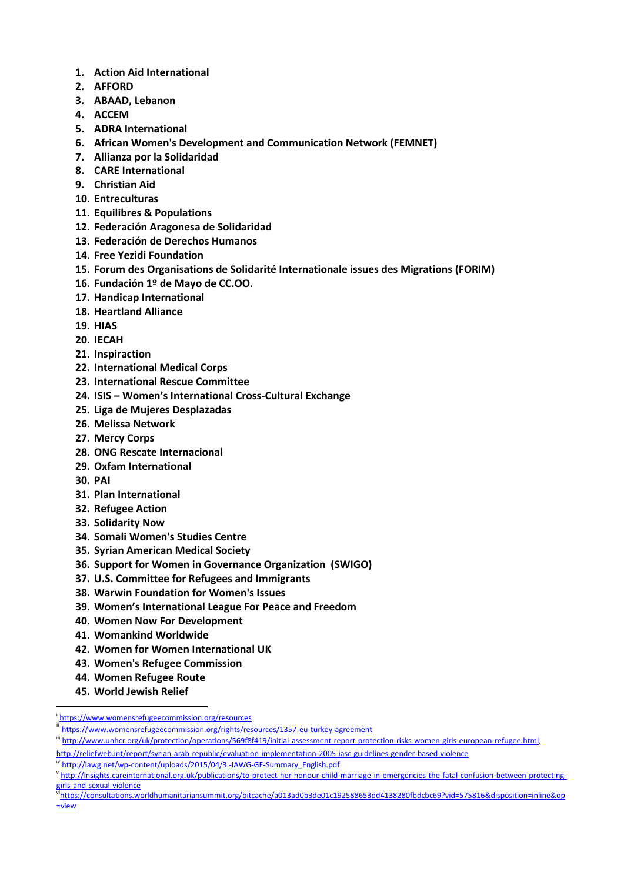1. **Action Aid International**
2. **AFFORD**
3. **ABAAD, Lebanon**
4. **ACCEM**
5. **ADRA International**
6. **African Women's Development and Communication Network (FEMNET)**
7. **Allianza por la Solidaridad**
8. **CARE International**
9. **Christian Aid**
10. **Entreculturas**
11. **Equilibres & Populations**
12. **Federación Aragonesa de Solidaridad**
13. **Federación de Derechos Humanos**
14. **Free Yezidi Foundation**
15. **Forum des Organisations de Solidarité Internationale issues des Migrations (FORIM)**
16. **Fundación 1º de Mayo de CC.OO.**
17. **Handicap International**
18. **Heartland Alliance**
19. **HIAS**
20. **IECAH**
21. **Inspiraction**
22. **International Medical Corps**
23. **International Rescue Committee**
24. **ISIS – Women's International Cross-Cultural Exchange**
25. **Liga de Mujeres Desplazadas**
26. **Melissa Network**
27. **Mercy Corps**
28. **ONG Rescate Internacional**
29. **Oxfam International**
30. **PAI**
31. **Plan International**
32. **Refugee Action**
33. **Solidarity Now**
34. **Somali Women's Studies Centre**
35. **Syrian American Medical Society**
36. **Support for Women in Governance Organization (SWIGO)**
37. **U.S. Committee for Refugees and Immigrants**
38. **Warwin Foundation for Women's Issues**
39. **Women's International League For Peace and Freedom**
40. **Women Now For Development**
41. **Womankind Worldwide**
42. **Women for Women International UK**
43. **Women's Refugee Commission**
44. **Women Refugee Route**
45. **World Jewish Relief**

---

[i] https://www.womensrefugeecommission.org/resources

[ii] https://www.womensrefugeecommission.org/rights/resources/1357-eu-turkey-agreement

[iii] http://www.unhcr.org/uk/protection/operations/569f8f419/initial-assessment-report-protection-risks-women-girls-european-refugee.html; http://reliefweb.int/report/syrian-arab-republic/evaluation-implementation-2005-iasc-guidelines-gender-based-violence

[iv] http://iawg.net/wp-content/uploads/2015/04/3.-IAWG-GE-Summary_English.pdf

[v] http://insights.careinternational.org.uk/publications/to-protect-her-honour-child-marriage-in-emergencies-the-fatal-confusion-between-protecting-girls-and-sexual-violence

[vi] https://consultations.worldhumanitariansummit.org/bitcache/a013ad0b3de01c192588653dd4138280fbdcbc69?vid=575816&disposition=inline&op=view